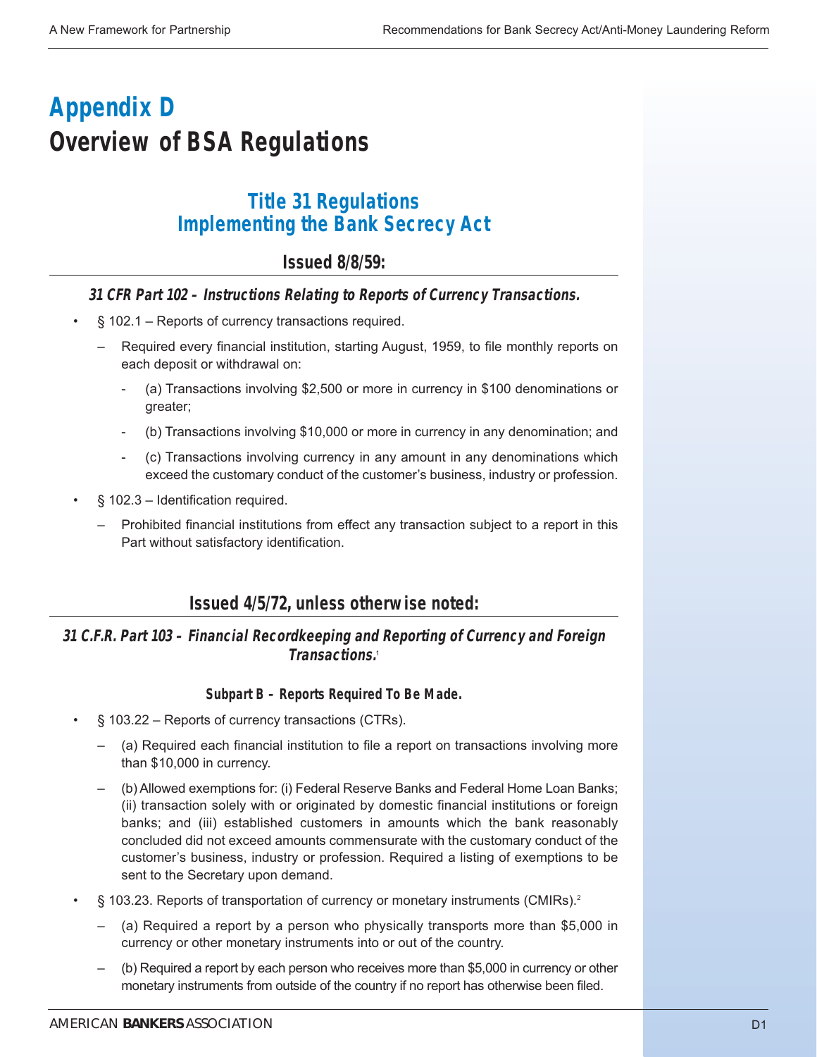# Appendix D
# Overview of BSA Regulations

## Title 31 Regulations Implementing the Bank Secrecy Act

### Issued 8/8/59:

#### *31 CFR Part 102 – Instructions Relating to Reports of Currency Transactions.*

- § 102.1 – Reports of currency transactions required.
  - Required every financial institution, starting August, 1959, to file monthly reports on each deposit or withdrawal on:
    - (a) Transactions involving $2,500 or more in currency in $100 denominations or greater;
    - (b) Transactions involving $10,000 or more in currency in any denomination; and
    - (c) Transactions involving currency in any amount in any denominations which exceed the customary conduct of the customer's business, industry or profession.
- § 102.3 – Identification required.
  - Prohibited financial institutions from effect any transaction subject to a report in this Part without satisfactory identification.

### Issued 4/5/72, unless otherwise noted:

#### *31 C.F.R. Part 103 – Financial Recordkeeping and Reporting of Currency and Foreign Transactions.*[1]

##### Subpart B – Reports Required To Be Made.

- § 103.22 – Reports of currency transactions (CTRs).
  - (a) Required each financial institution to file a report on transactions involving more than $10,000 in currency.
  - (b) Allowed exemptions for: (i) Federal Reserve Banks and Federal Home Loan Banks; (ii) transaction solely with or originated by domestic financial institutions or foreign banks; and (iii) established customers in amounts which the bank reasonably concluded did not exceed amounts commensurate with the customary conduct of the customer's business, industry or profession. Required a listing of exemptions to be sent to the Secretary upon demand.
- § 103.23. Reports of transportation of currency or monetary instruments (CMIRs).[2]
  - (a) Required a report by a person who physically transports more than $5,000 in currency or other monetary instruments into or out of the country.
  - (b) Required a report by each person who receives more than $5,000 in currency or other monetary instruments from outside of the country if no report has otherwise been filed.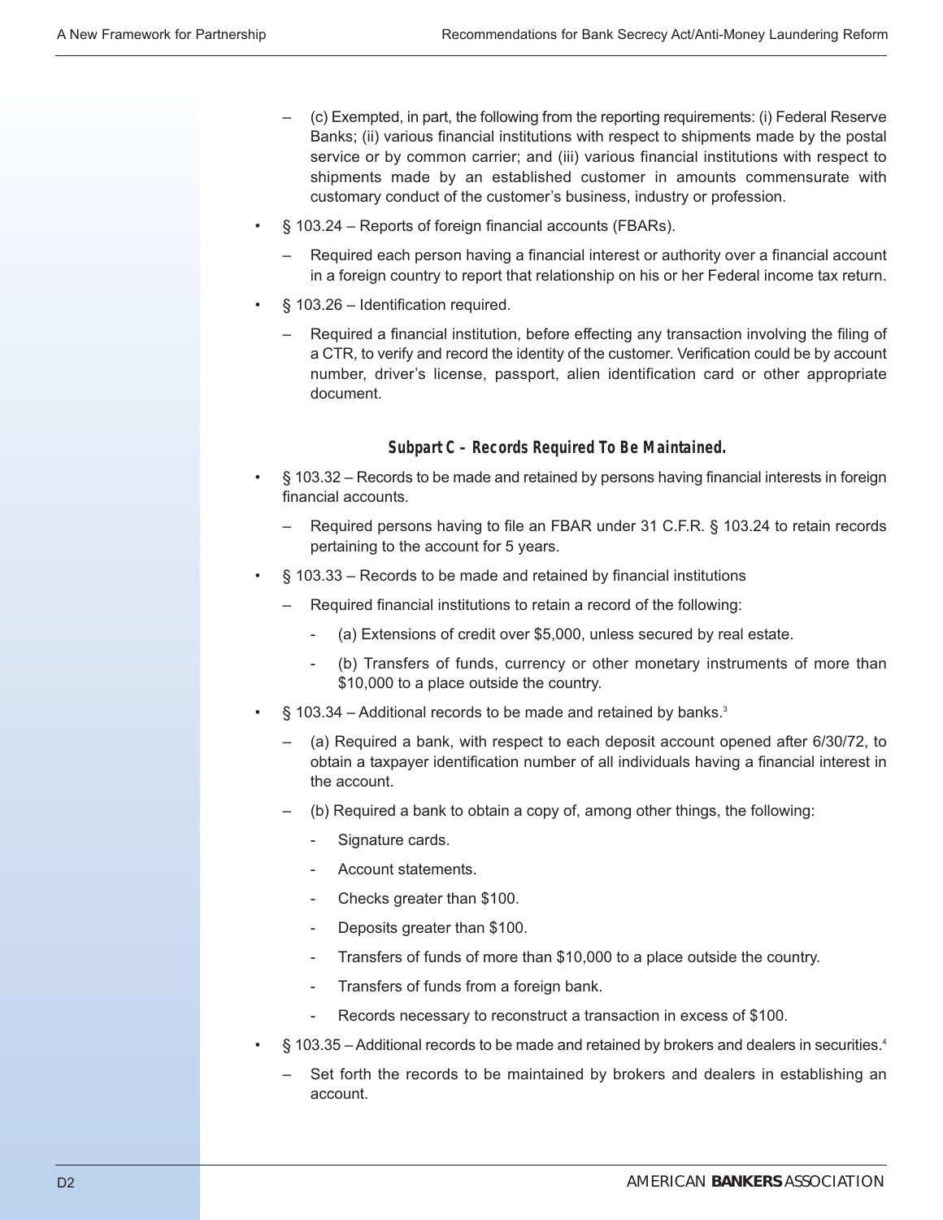- (c) Exempted, in part, the following from the reporting requirements: (i) Federal Reserve Banks; (ii) various financial institutions with respect to shipments made by the postal service or by common carrier; and (iii) various financial institutions with respect to shipments made by an established customer in amounts commensurate with customary conduct of the customer's business, industry or profession.

- § 103.24 – Reports of foreign financial accounts (FBARs).
  - Required each person having a financial interest or authority over a financial account in a foreign country to report that relationship on his or her Federal income tax return.
- § 103.26 – Identification required.
  - Required a financial institution, before effecting any transaction involving the filing of a CTR, to verify and record the identity of the customer. Verification could be by account number, driver's license, passport, alien identification card or other appropriate document.

**Subpart C – Records Required To Be Maintained.**

- § 103.32 – Records to be made and retained by persons having financial interests in foreign financial accounts.
  - Required persons having to file an FBAR under 31 C.F.R. § 103.24 to retain records pertaining to the account for 5 years.
- § 103.33 – Records to be made and retained by financial institutions
  - Required financial institutions to retain a record of the following:
    - (a) Extensions of credit over $5,000, unless secured by real estate.
    - (b) Transfers of funds, currency or other monetary instruments of more than $10,000 to a place outside the country.
- § 103.34 – Additional records to be made and retained by banks.[3]
  - (a) Required a bank, with respect to each deposit account opened after 6/30/72, to obtain a taxpayer identification number of all individuals having a financial interest in the account.
  - (b) Required a bank to obtain a copy of, among other things, the following:
    - Signature cards.
    - Account statements.
    - Checks greater than $100.
    - Deposits greater than $100.
    - Transfers of funds of more than $10,000 to a place outside the country.
    - Transfers of funds from a foreign bank.
    - Records necessary to reconstruct a transaction in excess of $100.
- § 103.35 – Additional records to be made and retained by brokers and dealers in securities.[4]
  - Set forth the records to be maintained by brokers and dealers in establishing an account.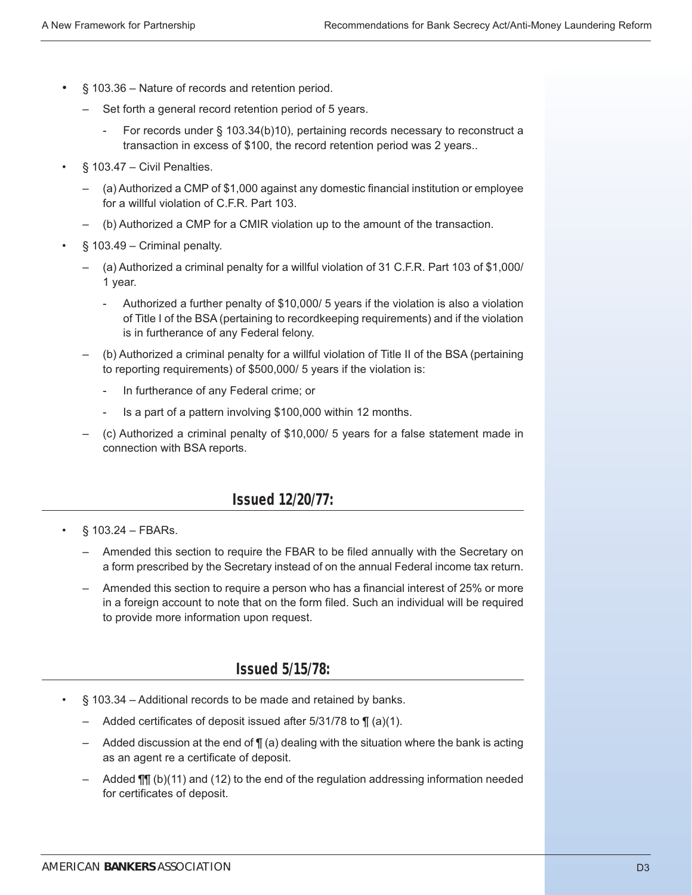- § 103.36 – Nature of records and retention period.
  - Set forth a general record retention period of 5 years.
    - For records under § 103.34(b)10), pertaining records necessary to reconstruct a transaction in excess of $100, the record retention period was 2 years..
- § 103.47 – Civil Penalties.
  - (a) Authorized a CMP of $1,000 against any domestic financial institution or employee for a willful violation of C.F.R. Part 103.
  - (b) Authorized a CMP for a CMIR violation up to the amount of the transaction.
- § 103.49 – Criminal penalty.
  - (a) Authorized a criminal penalty for a willful violation of 31 C.F.R. Part 103 of $1,000/ 1 year.
    - Authorized a further penalty of $10,000/ 5 years if the violation is also a violation of Title I of the BSA (pertaining to recordkeeping requirements) and if the violation is in furtherance of any Federal felony.
  - (b) Authorized a criminal penalty for a willful violation of Title II of the BSA (pertaining to reporting requirements) of $500,000/ 5 years if the violation is:
    - In furtherance of any Federal crime; or
    - Is a part of a pattern involving $100,000 within 12 months.
  - (c) Authorized a criminal penalty of $10,000/ 5 years for a false statement made in connection with BSA reports.

## Issued 12/20/77:

- § 103.24 – FBARs.
  - Amended this section to require the FBAR to be filed annually with the Secretary on a form prescribed by the Secretary instead of on the annual Federal income tax return.
  - Amended this section to require a person who has a financial interest of 25% or more in a foreign account to note that on the form filed. Such an individual will be required to provide more information upon request.

## Issued 5/15/78:

- § 103.34 – Additional records to be made and retained by banks.
  - Added certificates of deposit issued after 5/31/78 to ¶ (a)(1).
  - Added discussion at the end of ¶ (a) dealing with the situation where the bank is acting as an agent re a certificate of deposit.
  - Added ¶¶ (b)(11) and (12) to the end of the regulation addressing information needed for certificates of deposit.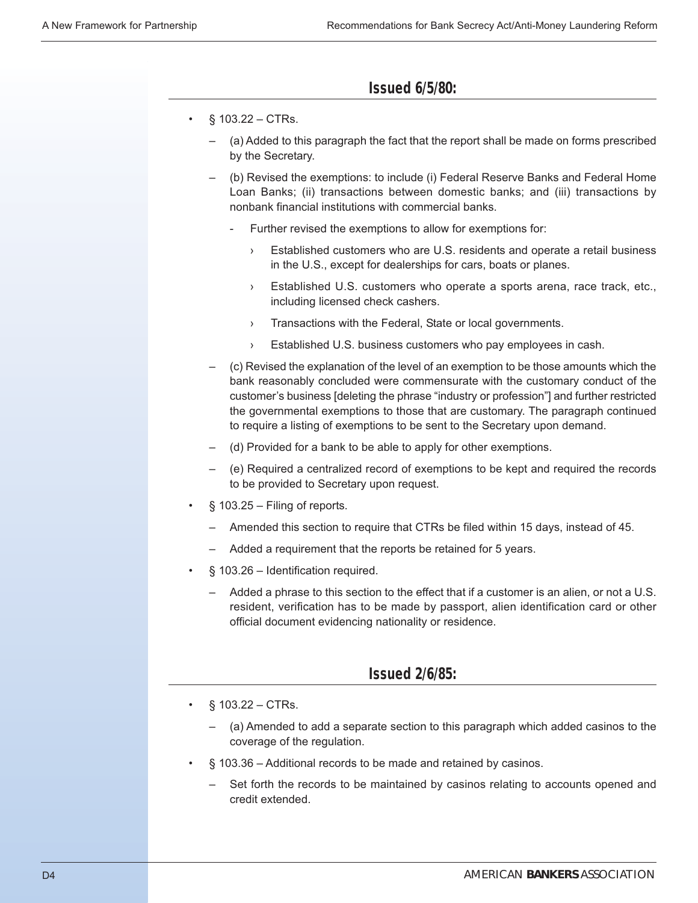## Issued 6/5/80:

- § 103.22 – CTRs.
  - (a) Added to this paragraph the fact that the report shall be made on forms prescribed by the Secretary.
  - (b) Revised the exemptions: to include (i) Federal Reserve Banks and Federal Home Loan Banks; (ii) transactions between domestic banks; and (iii) transactions by nonbank financial institutions with commercial banks.
    - Further revised the exemptions to allow for exemptions for:
      - Established customers who are U.S. residents and operate a retail business in the U.S., except for dealerships for cars, boats or planes.
      - Established U.S. customers who operate a sports arena, race track, etc., including licensed check cashers.
      - Transactions with the Federal, State or local governments.
      - Established U.S. business customers who pay employees in cash.
  - (c) Revised the explanation of the level of an exemption to be those amounts which the bank reasonably concluded were commensurate with the customary conduct of the customer's business [deleting the phrase "industry or profession"] and further restricted the governmental exemptions to those that are customary. The paragraph continued to require a listing of exemptions to be sent to the Secretary upon demand.
  - (d) Provided for a bank to be able to apply for other exemptions.
  - (e) Required a centralized record of exemptions to be kept and required the records to be provided to Secretary upon request.
- § 103.25 – Filing of reports.
  - Amended this section to require that CTRs be filed within 15 days, instead of 45.
  - Added a requirement that the reports be retained for 5 years.
- § 103.26 – Identification required.
  - Added a phrase to this section to the effect that if a customer is an alien, or not a U.S. resident, verification has to be made by passport, alien identification card or other official document evidencing nationality or residence.

## Issued 2/6/85:

- § 103.22 – CTRs.
  - (a) Amended to add a separate section to this paragraph which added casinos to the coverage of the regulation.
- § 103.36 – Additional records to be made and retained by casinos.
  - Set forth the records to be maintained by casinos relating to accounts opened and credit extended.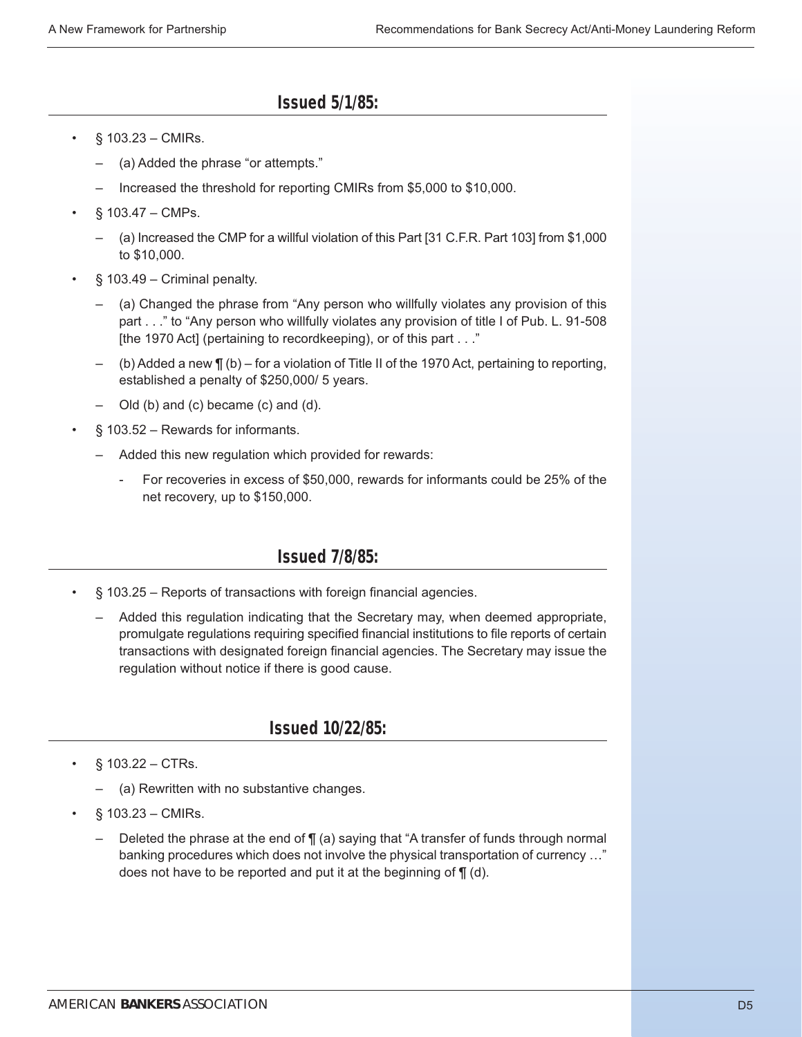## Issued 5/1/85:

- § 103.23 – CMIRs.
  - (a) Added the phrase "or attempts."
  - Increased the threshold for reporting CMIRs from $5,000 to $10,000.
- § 103.47 – CMPs.
  - (a) Increased the CMP for a willful violation of this Part [31 C.F.R. Part 103] from $1,000 to $10,000.
- § 103.49 – Criminal penalty.
  - (a) Changed the phrase from "Any person who willfully violates any provision of this part . . ." to "Any person who willfully violates any provision of title I of Pub. L. 91-508 [the 1970 Act] (pertaining to recordkeeping), or of this part . . ."
  - (b) Added a new ¶ (b) – for a violation of Title II of the 1970 Act, pertaining to reporting, established a penalty of $250,000/ 5 years.
  - Old (b) and (c) became (c) and (d).
- § 103.52 – Rewards for informants.
  - Added this new regulation which provided for rewards:
    - For recoveries in excess of $50,000, rewards for informants could be 25% of the net recovery, up to $150,000.

## Issued 7/8/85:

- § 103.25 – Reports of transactions with foreign financial agencies.
  - Added this regulation indicating that the Secretary may, when deemed appropriate, promulgate regulations requiring specified financial institutions to file reports of certain transactions with designated foreign financial agencies. The Secretary may issue the regulation without notice if there is good cause.

## Issued 10/22/85:

- § 103.22 – CTRs.
  - (a) Rewritten with no substantive changes.
- § 103.23 – CMIRs.
  - Deleted the phrase at the end of ¶ (a) saying that "A transfer of funds through normal banking procedures which does not involve the physical transportation of currency …" does not have to be reported and put it at the beginning of ¶ (d).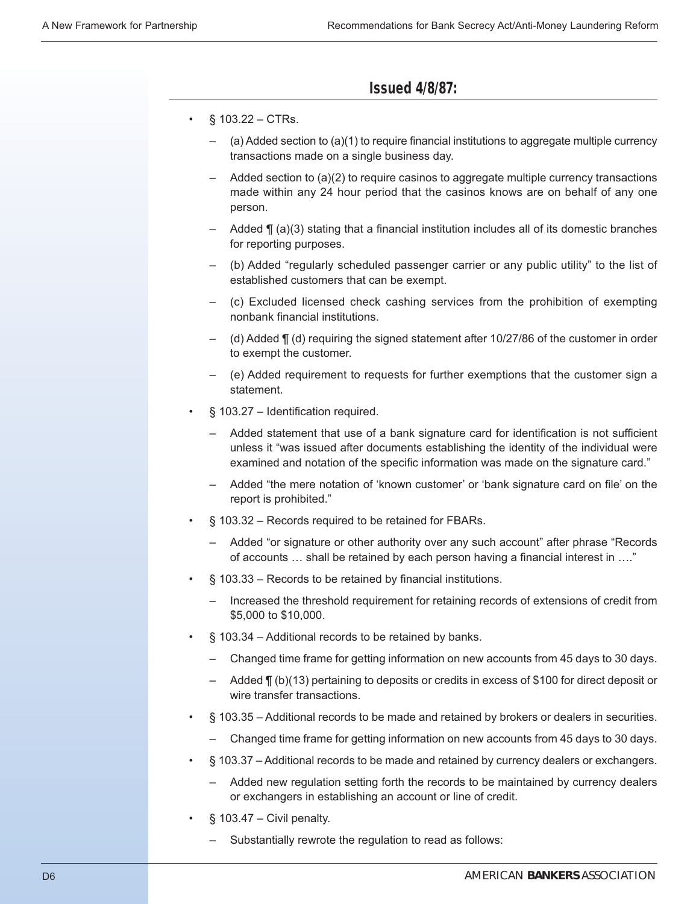## Issued 4/8/87:

- § 103.22 – CTRs.
  - (a) Added section to (a)(1) to require financial institutions to aggregate multiple currency transactions made on a single business day.
  - Added section to (a)(2) to require casinos to aggregate multiple currency transactions made within any 24 hour period that the casinos knows are on behalf of any one person.
  - Added ¶ (a)(3) stating that a financial institution includes all of its domestic branches for reporting purposes.
  - (b) Added "regularly scheduled passenger carrier or any public utility" to the list of established customers that can be exempt.
  - (c) Excluded licensed check cashing services from the prohibition of exempting nonbank financial institutions.
  - (d) Added ¶ (d) requiring the signed statement after 10/27/86 of the customer in order to exempt the customer.
  - (e) Added requirement to requests for further exemptions that the customer sign a statement.
- § 103.27 – Identification required.
  - Added statement that use of a bank signature card for identification is not sufficient unless it "was issued after documents establishing the identity of the individual were examined and notation of the specific information was made on the signature card."
  - Added "the mere notation of 'known customer' or 'bank signature card on file' on the report is prohibited."
- § 103.32 – Records required to be retained for FBARs.
  - Added "or signature or other authority over any such account" after phrase "Records of accounts … shall be retained by each person having a financial interest in …."
- § 103.33 – Records to be retained by financial institutions.
  - Increased the threshold requirement for retaining records of extensions of credit from $5,000 to $10,000.
- § 103.34 – Additional records to be retained by banks.
  - Changed time frame for getting information on new accounts from 45 days to 30 days.
  - Added ¶ (b)(13) pertaining to deposits or credits in excess of $100 for direct deposit or wire transfer transactions.
- § 103.35 – Additional records to be made and retained by brokers or dealers in securities.
  - Changed time frame for getting information on new accounts from 45 days to 30 days.
- § 103.37 – Additional records to be made and retained by currency dealers or exchangers.
  - Added new regulation setting forth the records to be maintained by currency dealers or exchangers in establishing an account or line of credit.
- § 103.47 – Civil penalty.
  - Substantially rewrote the regulation to read as follows: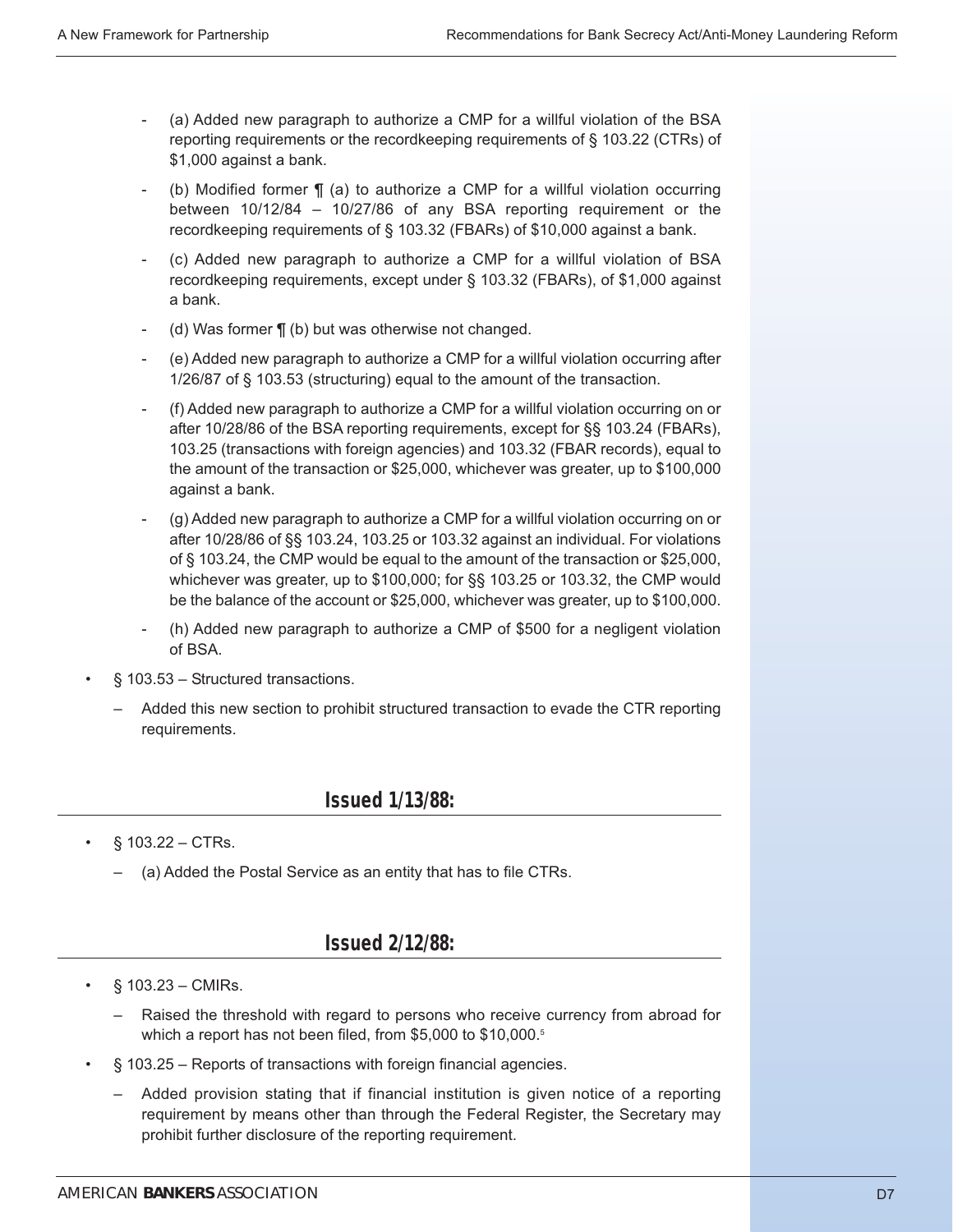- (a) Added new paragraph to authorize a CMP for a willful violation of the BSA reporting requirements or the recordkeeping requirements of § 103.22 (CTRs) of $1,000 against a bank.
- (b) Modified former ¶ (a) to authorize a CMP for a willful violation occurring between 10/12/84 – 10/27/86 of any BSA reporting requirement or the recordkeeping requirements of § 103.32 (FBARs) of $10,000 against a bank.
- (c) Added new paragraph to authorize a CMP for a willful violation of BSA recordkeeping requirements, except under § 103.32 (FBARs), of $1,000 against a bank.
- (d) Was former ¶ (b) but was otherwise not changed.
- (e) Added new paragraph to authorize a CMP for a willful violation occurring after 1/26/87 of § 103.53 (structuring) equal to the amount of the transaction.
- (f) Added new paragraph to authorize a CMP for a willful violation occurring on or after 10/28/86 of the BSA reporting requirements, except for §§ 103.24 (FBARs), 103.25 (transactions with foreign agencies) and 103.32 (FBAR records), equal to the amount of the transaction or $25,000, whichever was greater, up to $100,000 against a bank.
- (g) Added new paragraph to authorize a CMP for a willful violation occurring on or after 10/28/86 of §§ 103.24, 103.25 or 103.32 against an individual. For violations of § 103.24, the CMP would be equal to the amount of the transaction or $25,000, whichever was greater, up to $100,000; for §§ 103.25 or 103.32, the CMP would be the balance of the account or $25,000, whichever was greater, up to $100,000.
- (h) Added new paragraph to authorize a CMP of $500 for a negligent violation of BSA.

- § 103.53 – Structured transactions.
  - Added this new section to prohibit structured transaction to evade the CTR reporting requirements.

## Issued 1/13/88:

- § 103.22 – CTRs.
  - (a) Added the Postal Service as an entity that has to file CTRs.

## Issued 2/12/88:

- § 103.23 – CMIRs.
  - Raised the threshold with regard to persons who receive currency from abroad for which a report has not been filed, from $5,000 to $10,000.[5]
- § 103.25 – Reports of transactions with foreign financial agencies.
  - Added provision stating that if financial institution is given notice of a reporting requirement by means other than through the Federal Register, the Secretary may prohibit further disclosure of the reporting requirement.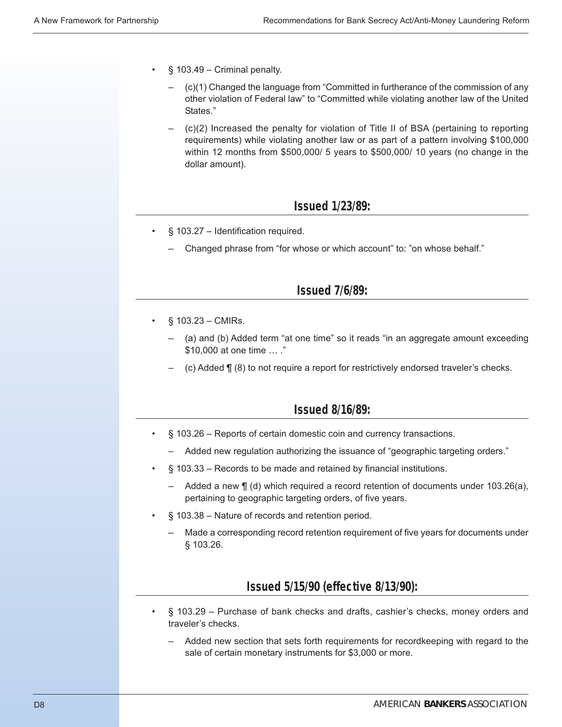- § 103.49 – Criminal penalty.
  - (c)(1) Changed the language from "Committed in furtherance of the commission of any other violation of Federal law" to "Committed while violating another law of the United States."
  - (c)(2) Increased the penalty for violation of Title II of BSA (pertaining to reporting requirements) while violating another law or as part of a pattern involving $100,000 within 12 months from $500,000/ 5 years to $500,000/ 10 years (no change in the dollar amount).

## Issued 1/23/89:

- § 103.27 – Identification required.
  - Changed phrase from "for whose or which account" to: "on whose behalf."

## Issued 7/6/89:

- § 103.23 – CMIRs.
  - (a) and (b) Added term "at one time" so it reads "in an aggregate amount exceeding $10,000 at one time … ."
  - (c) Added ¶ (8) to not require a report for restrictively endorsed traveler's checks.

## Issued 8/16/89:

- § 103.26 – Reports of certain domestic coin and currency transactions.
  - Added new regulation authorizing the issuance of "geographic targeting orders."
- § 103.33 – Records to be made and retained by financial institutions.
  - Added a new ¶ (d) which required a record retention of documents under 103.26(a), pertaining to geographic targeting orders, of five years.
- § 103.38 – Nature of records and retention period.
  - Made a corresponding record retention requirement of five years for documents under § 103.26.

## Issued 5/15/90 (effective 8/13/90):

- § 103.29 – Purchase of bank checks and drafts, cashier's checks, money orders and traveler's checks.
  - Added new section that sets forth requirements for recordkeeping with regard to the sale of certain monetary instruments for $3,000 or more.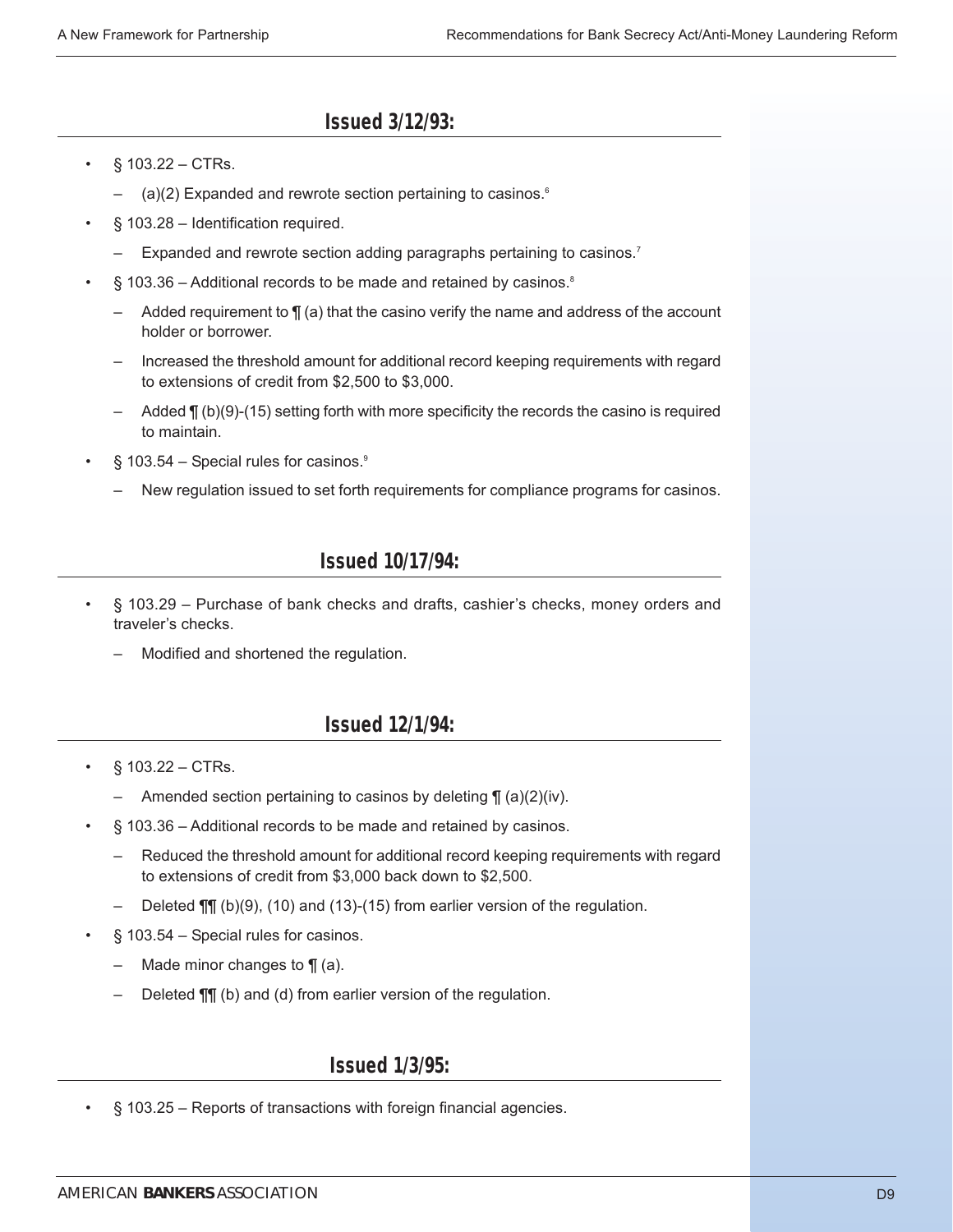### Issued 3/12/93:

- § 103.22 – CTRs.
  - (a)(2) Expanded and rewrote section pertaining to casinos.[6]
- § 103.28 – Identification required.
  - Expanded and rewrote section adding paragraphs pertaining to casinos.[7]
- § 103.36 – Additional records to be made and retained by casinos.[8]
  - Added requirement to ¶ (a) that the casino verify the name and address of the account holder or borrower.
  - Increased the threshold amount for additional record keeping requirements with regard to extensions of credit from $2,500 to $3,000.
  - Added ¶ (b)(9)-(15) setting forth with more specificity the records the casino is required to maintain.
- § 103.54 – Special rules for casinos.[9]
  - New regulation issued to set forth requirements for compliance programs for casinos.

### Issued 10/17/94:

- § 103.29 – Purchase of bank checks and drafts, cashier's checks, money orders and traveler's checks.
  - Modified and shortened the regulation.

### Issued 12/1/94:

- § 103.22 – CTRs.
  - Amended section pertaining to casinos by deleting ¶ (a)(2)(iv).
- § 103.36 – Additional records to be made and retained by casinos.
  - Reduced the threshold amount for additional record keeping requirements with regard to extensions of credit from $3,000 back down to $2,500.
  - Deleted ¶¶ (b)(9), (10) and (13)-(15) from earlier version of the regulation.
- § 103.54 – Special rules for casinos.
  - Made minor changes to ¶ (a).
  - Deleted ¶¶ (b) and (d) from earlier version of the regulation.

### Issued 1/3/95:

- § 103.25 – Reports of transactions with foreign financial agencies.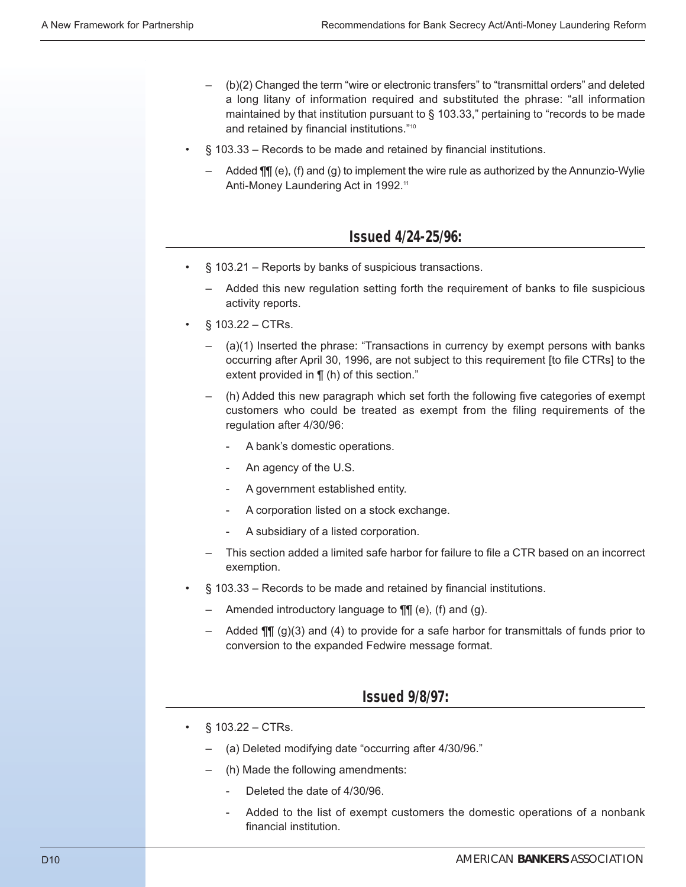- (b)(2) Changed the term "wire or electronic transfers" to "transmittal orders" and deleted a long litany of information required and substituted the phrase: "all information maintained by that institution pursuant to § 103.33," pertaining to "records to be made and retained by financial institutions."[10]

- § 103.33 – Records to be made and retained by financial institutions.
  - Added ¶¶ (e), (f) and (g) to implement the wire rule as authorized by the Annunzio-Wylie Anti-Money Laundering Act in 1992.[11]

## Issued 4/24-25/96:

- § 103.21 – Reports by banks of suspicious transactions.
  - Added this new regulation setting forth the requirement of banks to file suspicious activity reports.
- § 103.22 – CTRs.
  - (a)(1) Inserted the phrase: "Transactions in currency by exempt persons with banks occurring after April 30, 1996, are not subject to this requirement [to file CTRs] to the extent provided in ¶ (h) of this section."
  - (h) Added this new paragraph which set forth the following five categories of exempt customers who could be treated as exempt from the filing requirements of the regulation after 4/30/96:
    - A bank's domestic operations.
    - An agency of the U.S.
    - A government established entity.
    - A corporation listed on a stock exchange.
    - A subsidiary of a listed corporation.
  - This section added a limited safe harbor for failure to file a CTR based on an incorrect exemption.
- § 103.33 – Records to be made and retained by financial institutions.
  - Amended introductory language to ¶¶ (e), (f) and (g).
  - Added ¶¶ (g)(3) and (4) to provide for a safe harbor for transmittals of funds prior to conversion to the expanded Fedwire message format.

## Issued 9/8/97:

- § 103.22 – CTRs.
  - (a) Deleted modifying date "occurring after 4/30/96."
  - (h) Made the following amendments:
    - Deleted the date of 4/30/96.
    - Added to the list of exempt customers the domestic operations of a nonbank financial institution.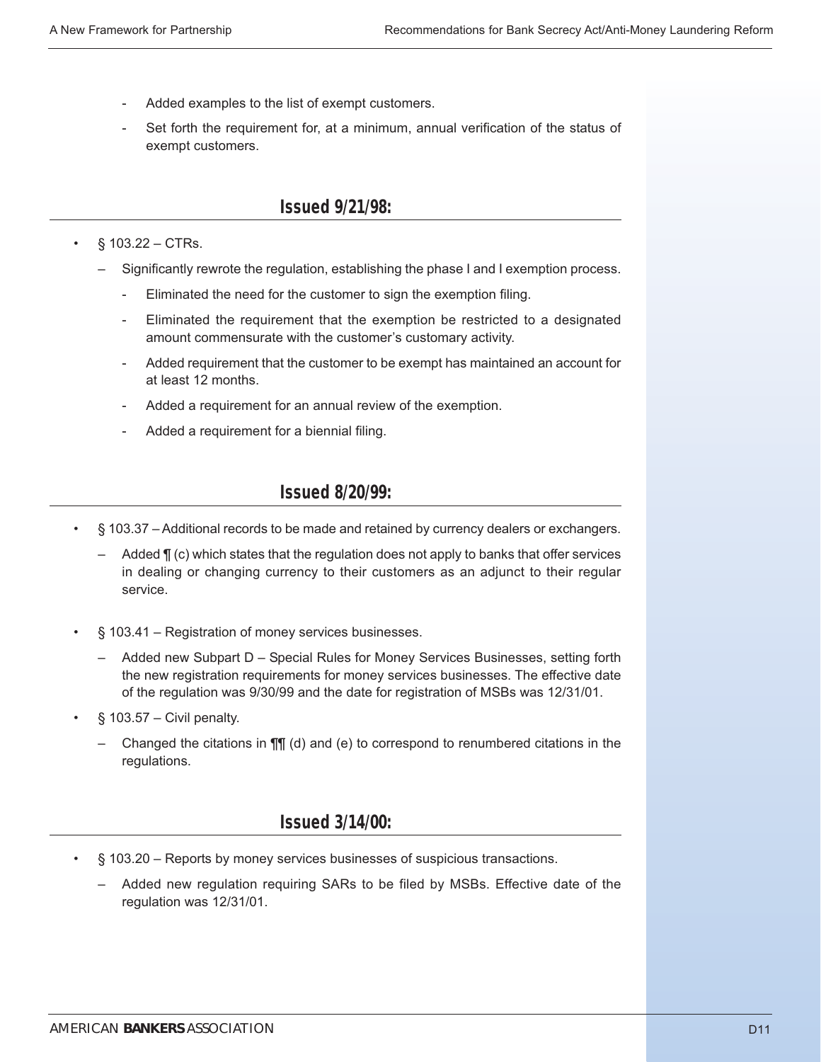- Added examples to the list of exempt customers.
- Set forth the requirement for, at a minimum, annual verification of the status of exempt customers.

## Issued 9/21/98:

- § 103.22 – CTRs.
  - Significantly rewrote the regulation, establishing the phase I and I exemption process.
    - Eliminated the need for the customer to sign the exemption filing.
    - Eliminated the requirement that the exemption be restricted to a designated amount commensurate with the customer's customary activity.
    - Added requirement that the customer to be exempt has maintained an account for at least 12 months.
    - Added a requirement for an annual review of the exemption.
    - Added a requirement for a biennial filing.

## Issued 8/20/99:

- § 103.37 – Additional records to be made and retained by currency dealers or exchangers.
  - Added ¶ (c) which states that the regulation does not apply to banks that offer services in dealing or changing currency to their customers as an adjunct to their regular service.
- § 103.41 – Registration of money services businesses.
  - Added new Subpart D – Special Rules for Money Services Businesses, setting forth the new registration requirements for money services businesses. The effective date of the regulation was 9/30/99 and the date for registration of MSBs was 12/31/01.
- § 103.57 – Civil penalty.
  - Changed the citations in ¶¶ (d) and (e) to correspond to renumbered citations in the regulations.

## Issued 3/14/00:

- § 103.20 – Reports by money services businesses of suspicious transactions.
  - Added new regulation requiring SARs to be filed by MSBs. Effective date of the regulation was 12/31/01.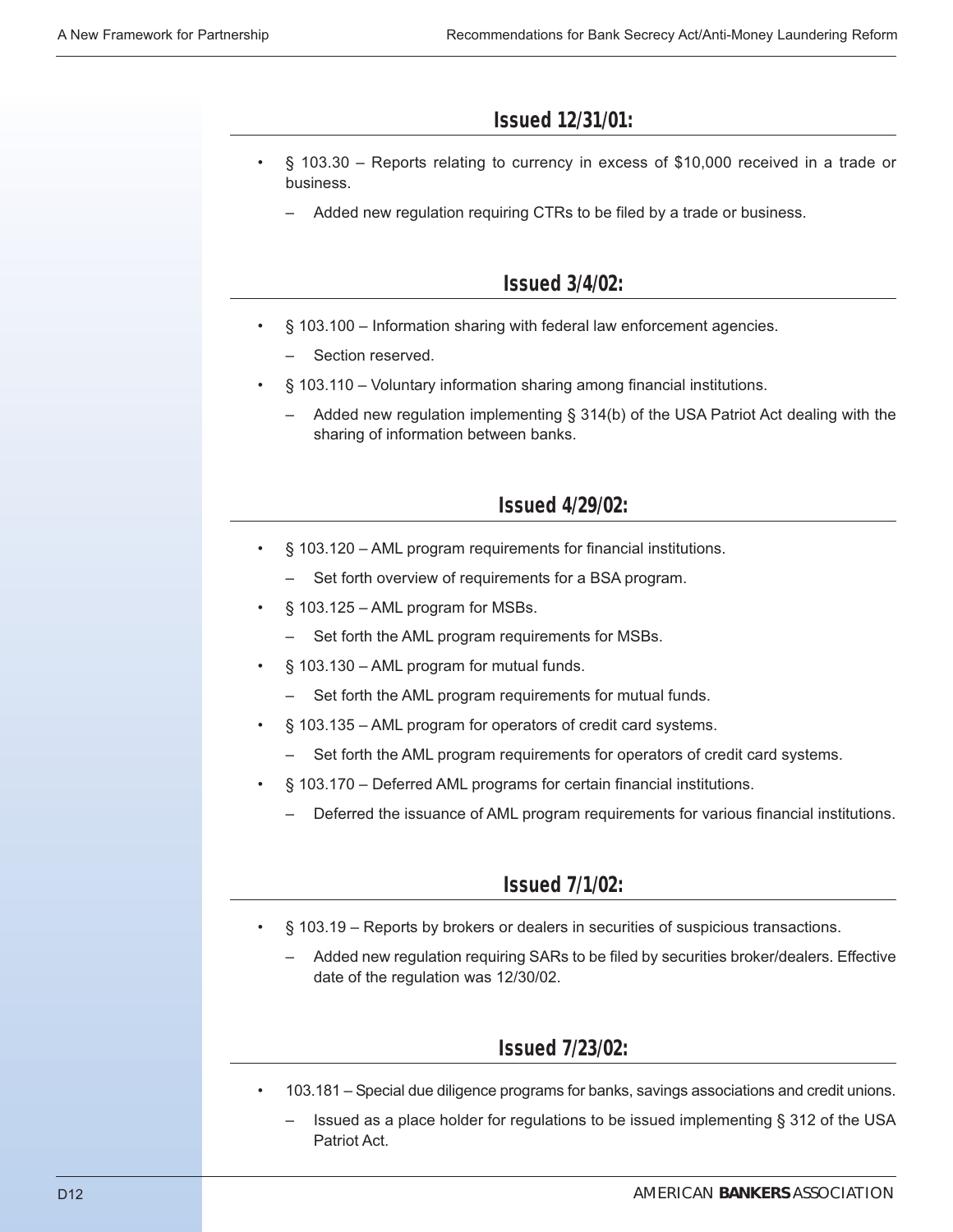## Issued 12/31/01:

- § 103.30 – Reports relating to currency in excess of $10,000 received in a trade or business.
  - Added new regulation requiring CTRs to be filed by a trade or business.

## Issued 3/4/02:

- § 103.100 – Information sharing with federal law enforcement agencies.
  - Section reserved.
- § 103.110 – Voluntary information sharing among financial institutions.
  - Added new regulation implementing § 314(b) of the USA Patriot Act dealing with the sharing of information between banks.

## Issued 4/29/02:

- § 103.120 – AML program requirements for financial institutions.
  - Set forth overview of requirements for a BSA program.
- § 103.125 – AML program for MSBs.
  - Set forth the AML program requirements for MSBs.
- § 103.130 – AML program for mutual funds.
  - Set forth the AML program requirements for mutual funds.
- § 103.135 – AML program for operators of credit card systems.
  - Set forth the AML program requirements for operators of credit card systems.
- § 103.170 – Deferred AML programs for certain financial institutions.
  - Deferred the issuance of AML program requirements for various financial institutions.

## Issued 7/1/02:

- § 103.19 – Reports by brokers or dealers in securities of suspicious transactions.
  - Added new regulation requiring SARs to be filed by securities broker/dealers. Effective date of the regulation was 12/30/02.

## Issued 7/23/02:

- 103.181 – Special due diligence programs for banks, savings associations and credit unions.
  - Issued as a place holder for regulations to be issued implementing § 312 of the USA Patriot Act.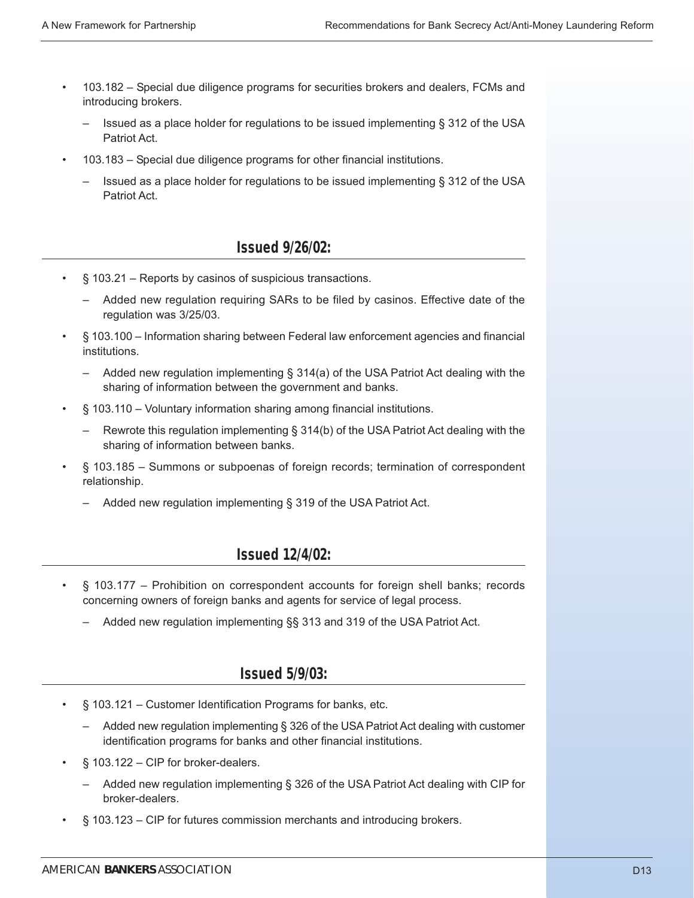- 103.182 – Special due diligence programs for securities brokers and dealers, FCMs and introducing brokers.
  - Issued as a place holder for regulations to be issued implementing § 312 of the USA Patriot Act.
- 103.183 – Special due diligence programs for other financial institutions.
  - Issued as a place holder for regulations to be issued implementing § 312 of the USA Patriot Act.

## Issued 9/26/02:

- § 103.21 – Reports by casinos of suspicious transactions.
  - Added new regulation requiring SARs to be filed by casinos. Effective date of the regulation was 3/25/03.
- § 103.100 – Information sharing between Federal law enforcement agencies and financial institutions.
  - Added new regulation implementing § 314(a) of the USA Patriot Act dealing with the sharing of information between the government and banks.
- § 103.110 – Voluntary information sharing among financial institutions.
  - Rewrote this regulation implementing § 314(b) of the USA Patriot Act dealing with the sharing of information between banks.
- § 103.185 – Summons or subpoenas of foreign records; termination of correspondent relationship.
  - Added new regulation implementing § 319 of the USA Patriot Act.

## Issued 12/4/02:

- § 103.177 – Prohibition on correspondent accounts for foreign shell banks; records concerning owners of foreign banks and agents for service of legal process.
  - Added new regulation implementing §§ 313 and 319 of the USA Patriot Act.

## Issued 5/9/03:

- § 103.121 – Customer Identification Programs for banks, etc.
  - Added new regulation implementing § 326 of the USA Patriot Act dealing with customer identification programs for banks and other financial institutions.
- § 103.122 – CIP for broker-dealers.
  - Added new regulation implementing § 326 of the USA Patriot Act dealing with CIP for broker-dealers.
- § 103.123 – CIP for futures commission merchants and introducing brokers.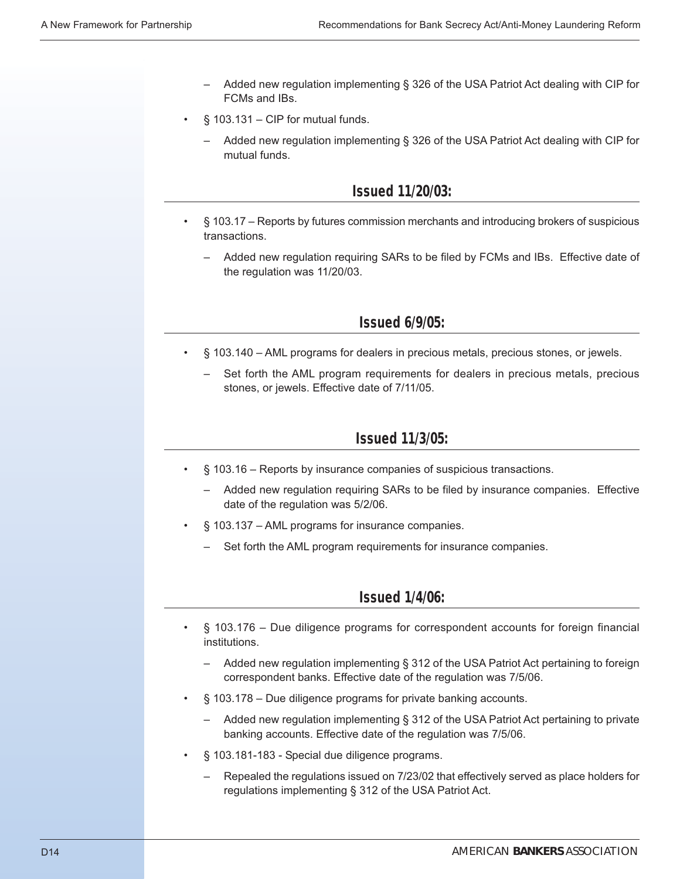- Added new regulation implementing § 326 of the USA Patriot Act dealing with CIP for FCMs and IBs.
- § 103.131 – CIP for mutual funds.
  - Added new regulation implementing § 326 of the USA Patriot Act dealing with CIP for mutual funds.

## Issued 11/20/03:

- § 103.17 – Reports by futures commission merchants and introducing brokers of suspicious transactions.
  - Added new regulation requiring SARs to be filed by FCMs and IBs. Effective date of the regulation was 11/20/03.

## Issued 6/9/05:

- § 103.140 – AML programs for dealers in precious metals, precious stones, or jewels.
  - Set forth the AML program requirements for dealers in precious metals, precious stones, or jewels. Effective date of 7/11/05.

## Issued 11/3/05:

- § 103.16 – Reports by insurance companies of suspicious transactions.
  - Added new regulation requiring SARs to be filed by insurance companies. Effective date of the regulation was 5/2/06.
- § 103.137 – AML programs for insurance companies.
  - Set forth the AML program requirements for insurance companies.

## Issued 1/4/06:

- § 103.176 – Due diligence programs for correspondent accounts for foreign financial institutions.
  - Added new regulation implementing § 312 of the USA Patriot Act pertaining to foreign correspondent banks. Effective date of the regulation was 7/5/06.
- § 103.178 – Due diligence programs for private banking accounts.
  - Added new regulation implementing § 312 of the USA Patriot Act pertaining to private banking accounts. Effective date of the regulation was 7/5/06.
- § 103.181-183 - Special due diligence programs.
  - Repealed the regulations issued on 7/23/02 that effectively served as place holders for regulations implementing § 312 of the USA Patriot Act.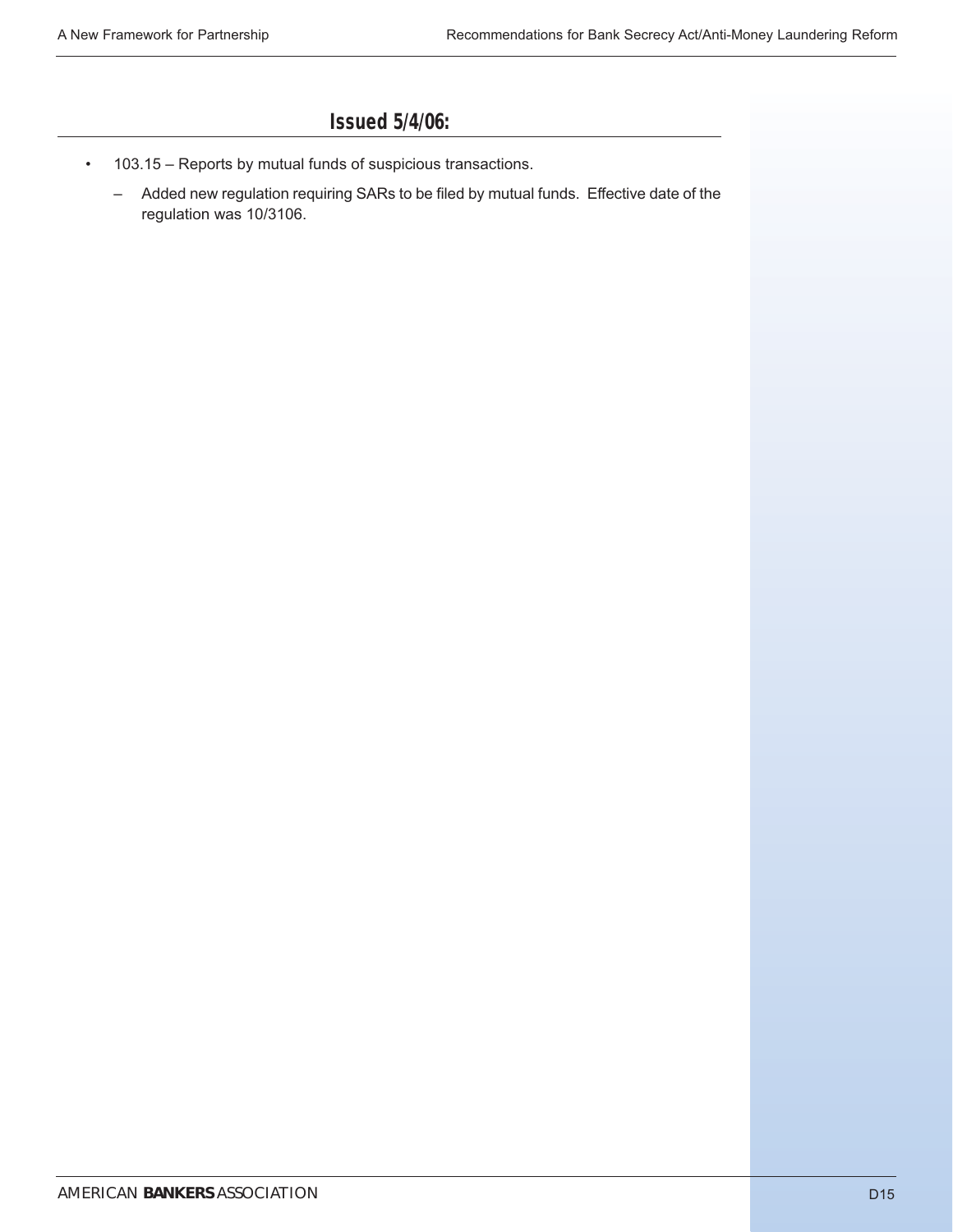## Issued 5/4/06:

- 103.15 – Reports by mutual funds of suspicious transactions.
  - Added new regulation requiring SARs to be filed by mutual funds. Effective date of the regulation was 10/3106.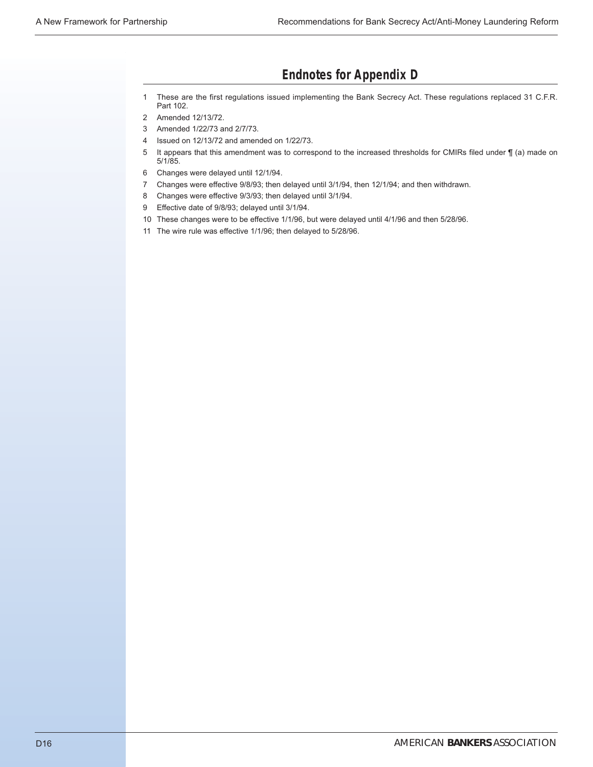## Endnotes for Appendix D

1. These are the first regulations issued implementing the Bank Secrecy Act. These regulations replaced 31 C.F.R. Part 102.
2. Amended 12/13/72.
3. Amended 1/22/73 and 2/7/73.
4. Issued on 12/13/72 and amended on 1/22/73.
5. It appears that this amendment was to correspond to the increased thresholds for CMIRs filed under ¶ (a) made on 5/1/85.
6. Changes were delayed until 12/1/94.
7. Changes were effective 9/8/93; then delayed until 3/1/94, then 12/1/94; and then withdrawn.
8. Changes were effective 9/3/93; then delayed until 3/1/94.
9. Effective date of 9/8/93; delayed until 3/1/94.
10. These changes were to be effective 1/1/96, but were delayed until 4/1/96 and then 5/28/96.
11. The wire rule was effective 1/1/96; then delayed to 5/28/96.